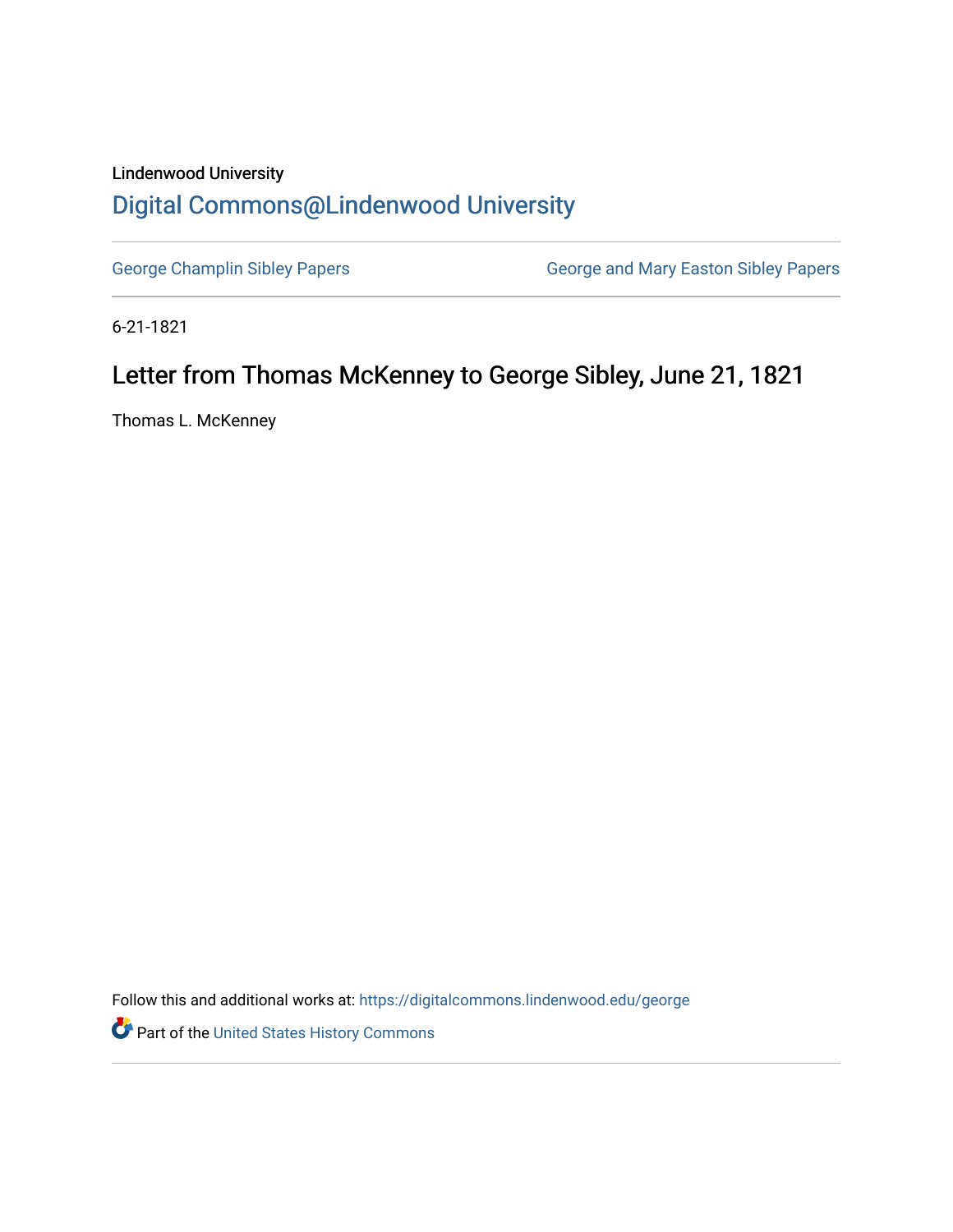Lindenwood University

# Digital Commons@Lindenwood University

George Champlin Sibley Papers

George and Mary Easton Sibley Papers

6-21-1821

## Letter from Thomas McKenney to George Sibley, June 21, 1821

Thomas L. McKenney

Follow this and additional works at: https://digitalcommons.lindenwood.edu/george

Part of the United States History Commons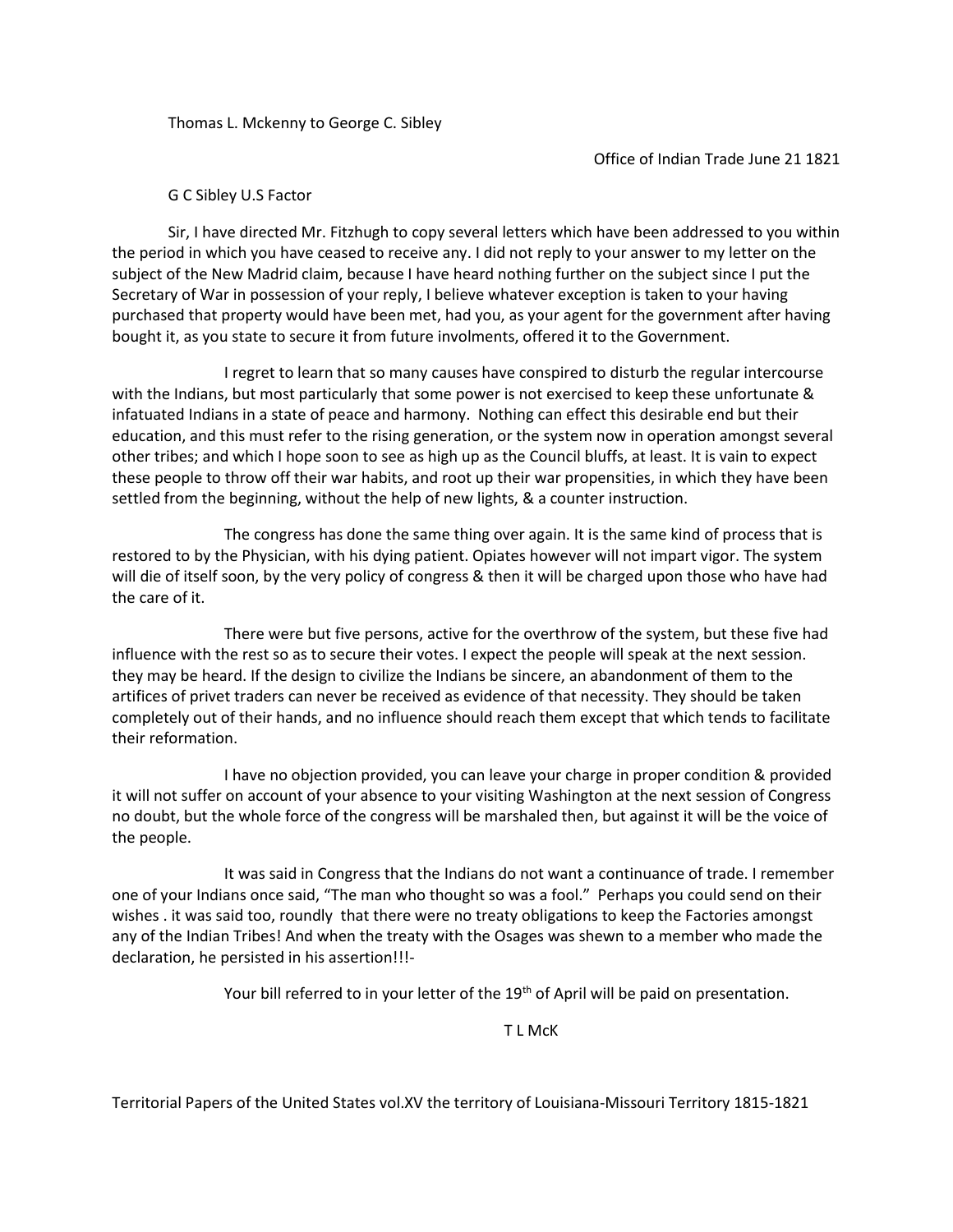Thomas L. Mckenny to George C. Sibley

Office of Indian Trade June 21 1821

G C Sibley U.S Factor

Sir, I have directed Mr. Fitzhugh to copy several letters which have been addressed to you within the period in which you have ceased to receive any. I did not reply to your answer to my letter on the subject of the New Madrid claim, because I have heard nothing further on the subject since I put the Secretary of War in possession of your reply, I believe whatever exception is taken to your having purchased that property would have been met, had you, as your agent for the government after having bought it, as you state to secure it from future involments, offered it to the Government.

I regret to learn that so many causes have conspired to disturb the regular intercourse with the Indians, but most particularly that some power is not exercised to keep these unfortunate & infatuated Indians in a state of peace and harmony. Nothing can effect this desirable end but their education, and this must refer to the rising generation, or the system now in operation amongst several other tribes; and which I hope soon to see as high up as the Council bluffs, at least. It is vain to expect these people to throw off their war habits, and root up their war propensities, in which they have been settled from the beginning, without the help of new lights, & a counter instruction.

The congress has done the same thing over again. It is the same kind of process that is restored to by the Physician, with his dying patient. Opiates however will not impart vigor. The system will die of itself soon, by the very policy of congress & then it will be charged upon those who have had the care of it.

There were but five persons, active for the overthrow of the system, but these five had influence with the rest so as to secure their votes. I expect the people will speak at the next session. they may be heard. If the design to civilize the Indians be sincere, an abandonment of them to the artifices of privet traders can never be received as evidence of that necessity. They should be taken completely out of their hands, and no influence should reach them except that which tends to facilitate their reformation.

I have no objection provided, you can leave your charge in proper condition & provided it will not suffer on account of your absence to your visiting Washington at the next session of Congress no doubt, but the whole force of the congress will be marshaled then, but against it will be the voice of the people.

It was said in Congress that the Indians do not want a continuance of trade. I remember one of your Indians once said, "The man who thought so was a fool." Perhaps you could send on their wishes . it was said too, roundly that there were no treaty obligations to keep the Factories amongst any of the Indian Tribes! And when the treaty with the Osages was shewn to a member who made the declaration, he persisted in his assertion!!!-

Your bill referred to in your letter of the 19th of April will be paid on presentation.

T L McK

Territorial Papers of the United States vol.XV the territory of Louisiana-Missouri Territory 1815-1821